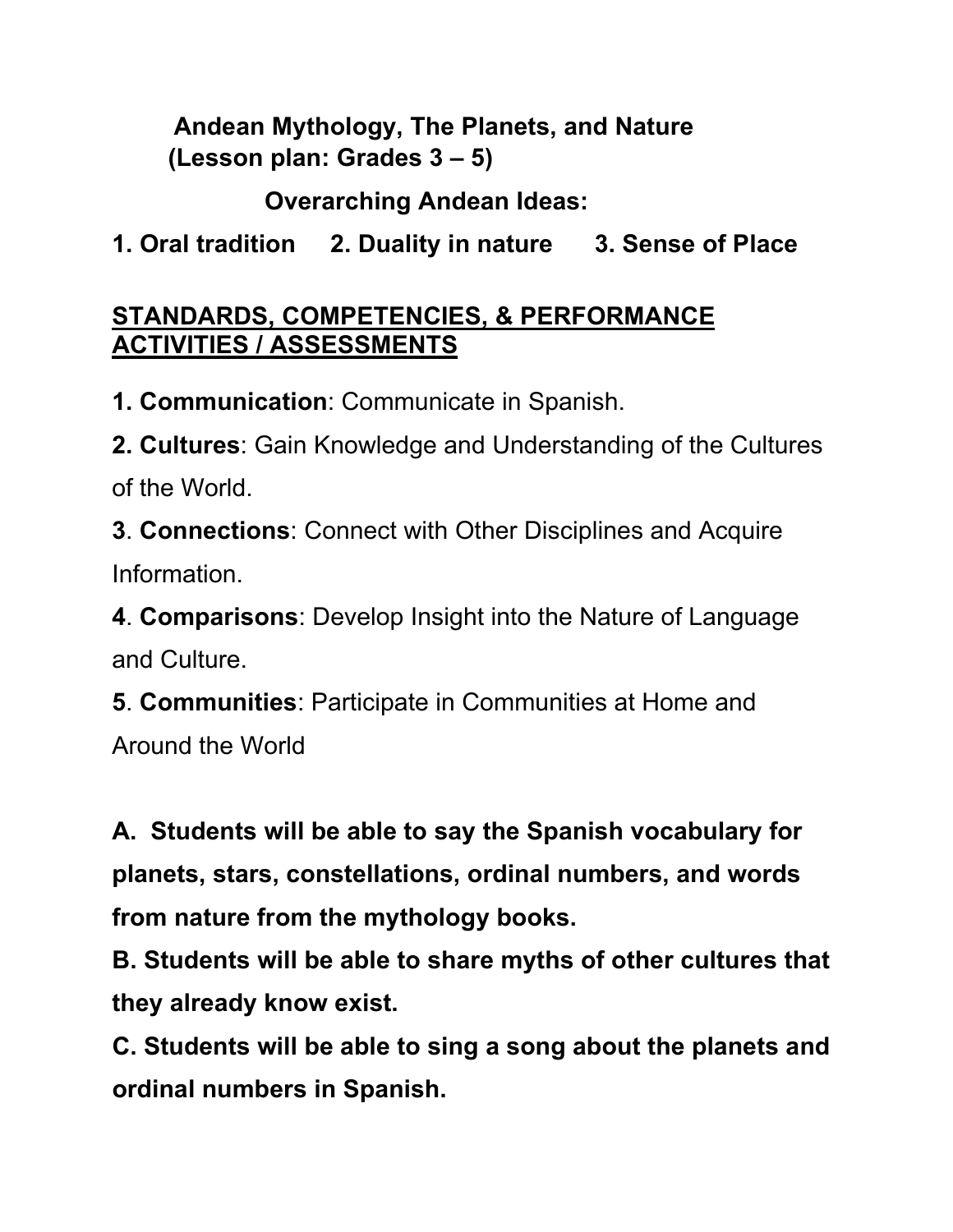# Andean Mythology, The Planets, and Nature
## (Lesson plan: Grades 3 – 5)

### Overarching Andean Ideas:

**1. Oral tradition     2. Duality in nature     3. Sense of Place**

## STANDARDS, COMPETENCIES, & PERFORMANCE ACTIVITIES / ASSESSMENTS

**1. Communication**: Communicate in Spanish.

**2. Cultures**: Gain Knowledge and Understanding of the Cultures of the World.

**3**. **Connections**: Connect with Other Disciplines and Acquire Information.

**4**. **Comparisons**: Develop Insight into the Nature of Language and Culture.

**5**. **Communities**: Participate in Communities at Home and Around the World

**A. Students will be able to say the Spanish vocabulary for planets, stars, constellations, ordinal numbers, and words from nature from the mythology books.**

**B. Students will be able to share myths of other cultures that they already know exist.**

**C. Students will be able to sing a song about the planets and ordinal numbers in Spanish.**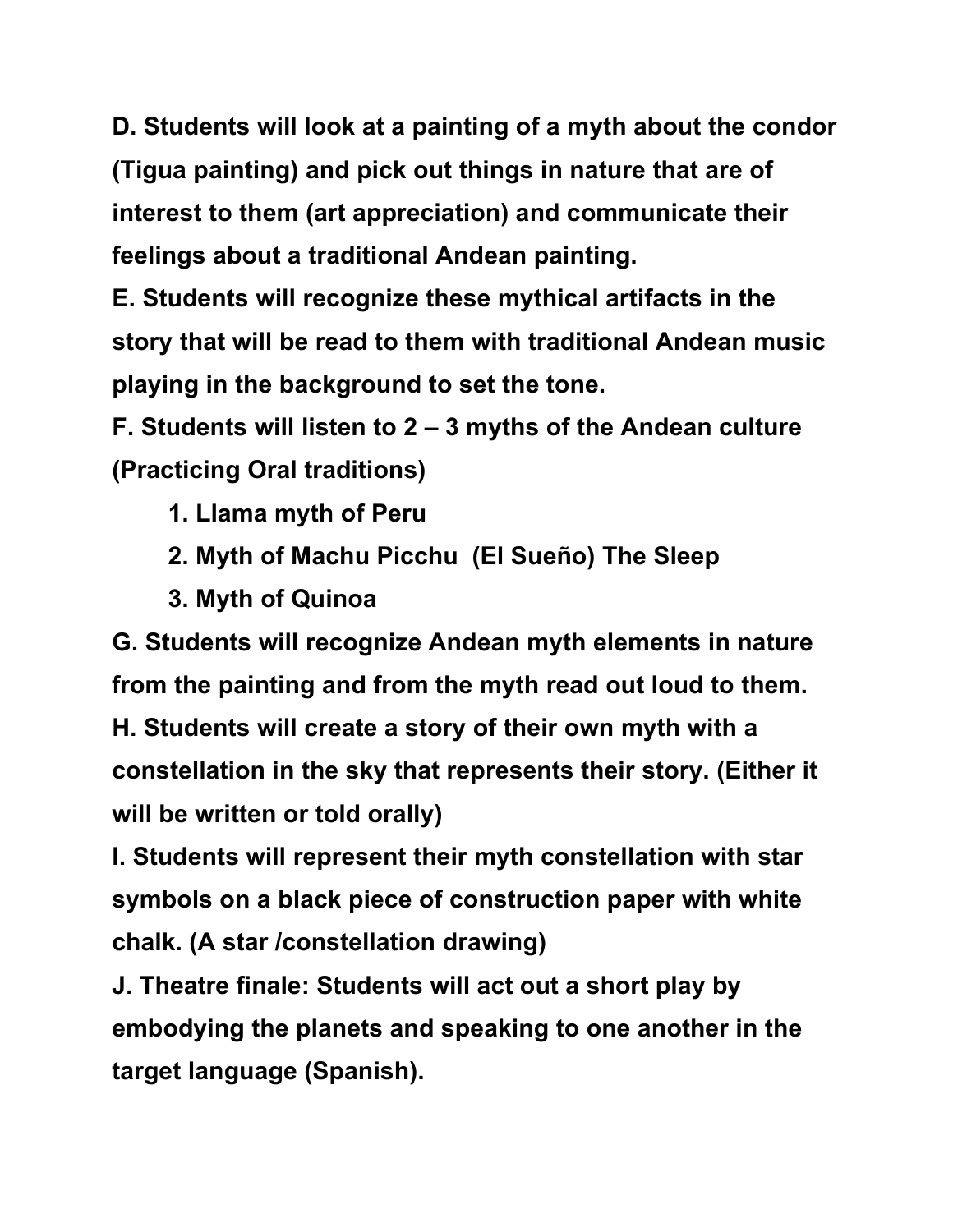**D. Students will look at a painting of a myth about the condor (Tigua painting) and pick out things in nature that are of interest to them (art appreciation) and communicate their feelings about a traditional Andean painting.**

**E. Students will recognize these mythical artifacts in the story that will be read to them with traditional Andean music playing in the background to set the tone.**

**F. Students will listen to 2 – 3 myths of the Andean culture (Practicing Oral traditions)**

1. **Llama myth of Peru**
2. **Myth of Machu Picchu (El Sueño) The Sleep**
3. **Myth of Quinoa**

**G. Students will recognize Andean myth elements in nature from the painting and from the myth read out loud to them.**

**H. Students will create a story of their own myth with a constellation in the sky that represents their story. (Either it will be written or told orally)**

**I. Students will represent their myth constellation with star symbols on a black piece of construction paper with white chalk. (A star /constellation drawing)**

**J. Theatre finale: Students will act out a short play by embodying the planets and speaking to one another in the target language (Spanish).**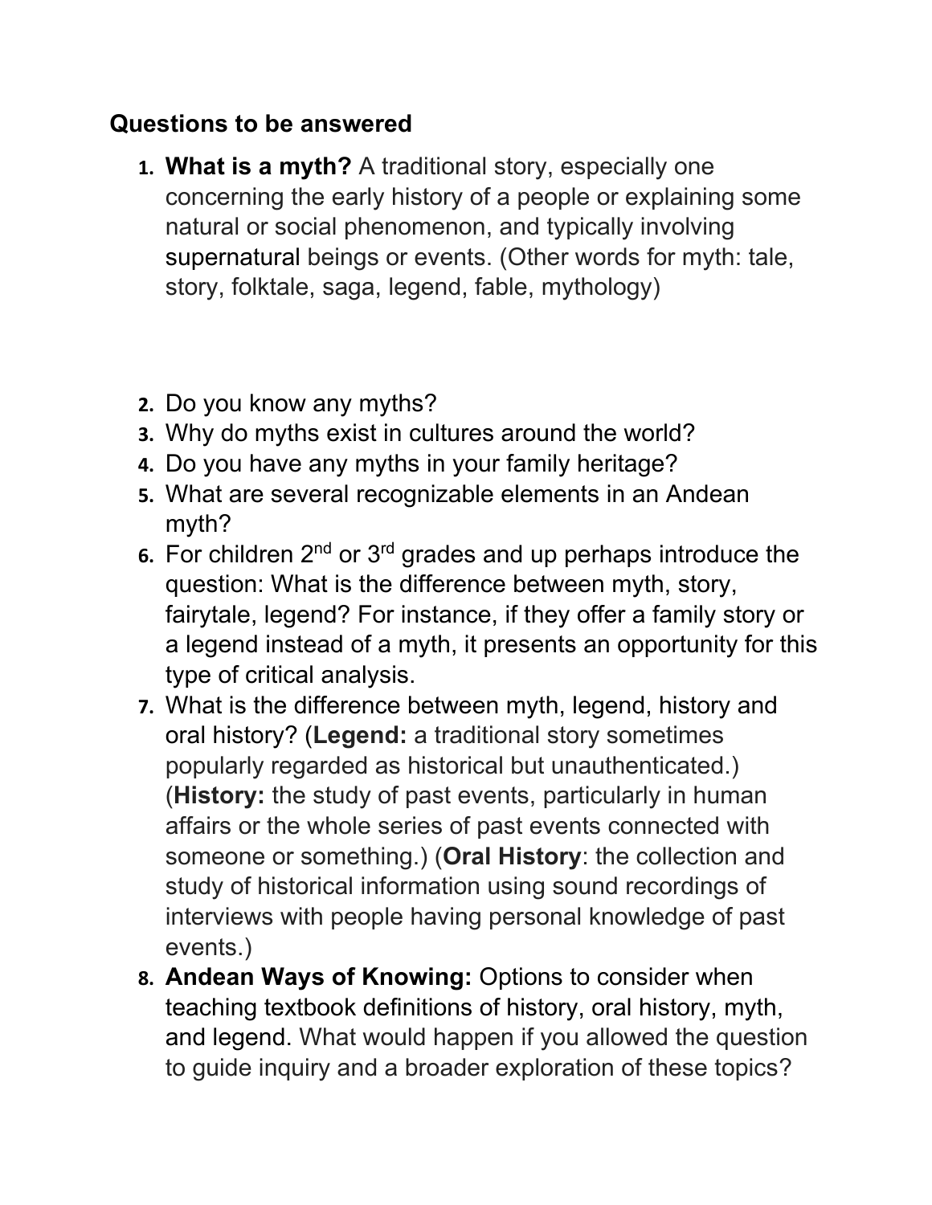## Questions to be answered

1. **What is a myth?** A traditional story, especially one concerning the early history of a people or explaining some natural or social phenomenon, and typically involving supernatural beings or events. (Other words for myth: tale, story, folktale, saga, legend, fable, mythology)
2. Do you know any myths?
3. Why do myths exist in cultures around the world?
4. Do you have any myths in your family heritage?
5. What are several recognizable elements in an Andean myth?
6. For children 2nd or 3rd grades and up perhaps introduce the question: What is the difference between myth, story, fairytale, legend? For instance, if they offer a family story or a legend instead of a myth, it presents an opportunity for this type of critical analysis.
7. What is the difference between myth, legend, history and oral history? (**Legend:** a traditional story sometimes popularly regarded as historical but unauthenticated.) (**History:** the study of past events, particularly in human affairs or the whole series of past events connected with someone or something.) (**Oral History**: the collection and study of historical information using sound recordings of interviews with people having personal knowledge of past events.)
8. **Andean Ways of Knowing:** Options to consider when teaching textbook definitions of history, oral history, myth, and legend. What would happen if you allowed the question to guide inquiry and a broader exploration of these topics?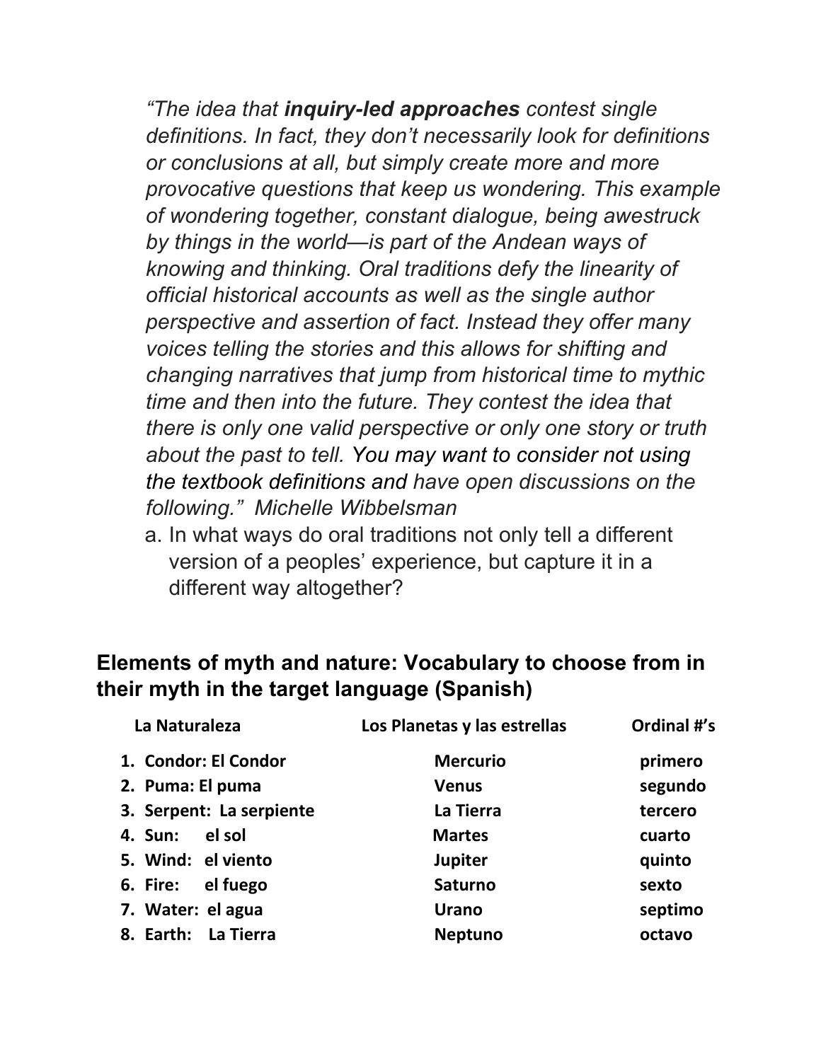*"The idea that **inquiry-led approaches** contest single definitions. In fact, they don't necessarily look for definitions or conclusions at all, but simply create more and more provocative questions that keep us wondering. This example of wondering together, constant dialogue, being awestruck by things in the world—is part of the Andean ways of knowing and thinking. Oral traditions defy the linearity of official historical accounts as well as the single author perspective and assertion of fact. Instead they offer many voices telling the stories and this allows for shifting and changing narratives that jump from historical time to mythic time and then into the future. They contest the idea that there is only one valid perspective or only one story or truth about the past to tell.* You may want to consider not using the textbook definitions and *have open discussions on the following." Michelle Wibbelsman*

a. In what ways do oral traditions not only tell a different version of a peoples' experience, but capture it in a different way altogether?

## Elements of myth and nature: Vocabulary to choose from in their myth in the target language (Spanish)

| La Naturaleza | Los Planetas y las estrellas | Ordinal #'s |
|---|---|---|
| 1. Condor: El Condor | Mercurio | primero |
| 2. Puma: El puma | Venus | segundo |
| 3. Serpent: La serpiente | La Tierra | tercero |
| 4. Sun: el sol | Martes | cuarto |
| 5. Wind: el viento | Jupiter | quinto |
| 6. Fire: el fuego | Saturno | sexto |
| 7. Water: el agua | Urano | septimo |
| 8. Earth: La Tierra | Neptuno | octavo |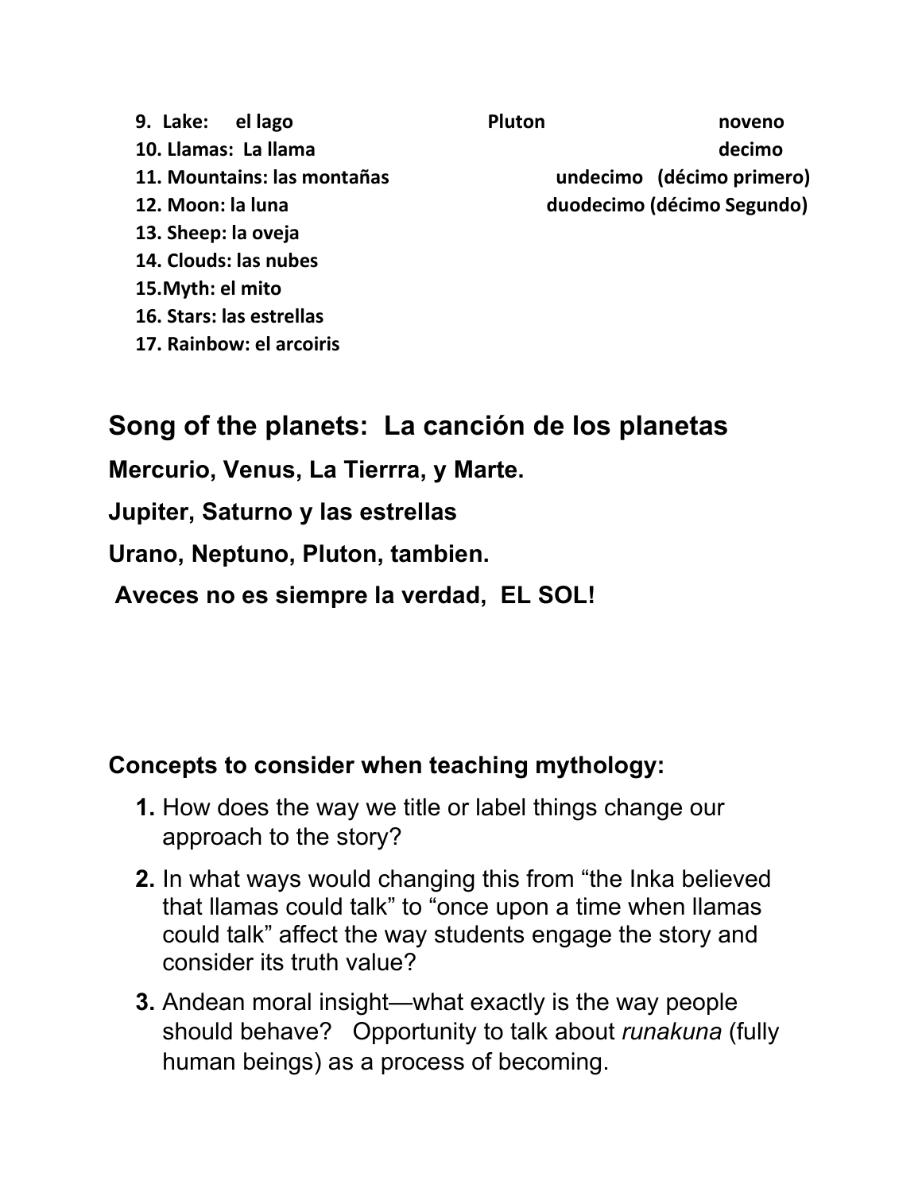9. **Lake: el lago** | **Pluton** | **noveno**
10. **Llamas: La llama** | **decimo**
11. **Mountains: las montañas** | **undecimo (décimo primero)**
12. **Moon: la luna** | **duodecimo (décimo Segundo)**
13. **Sheep: la oveja**
14. **Clouds: las nubes**
15. **Myth: el mito**
16. **Stars: las estrellas**
17. **Rainbow: el arcoiris**

## Song of the planets: La canción de los planetas

**Mercurio, Venus, La Tierrra, y Marte.**

**Jupiter, Saturno y las estrellas**

**Urano, Neptuno, Pluton, tambien.**

**Aveces no es siempre la verdad, EL SOL!**

### Concepts to consider when teaching mythology:

1. How does the way we title or label things change our approach to the story?
2. In what ways would changing this from "the Inka believed that llamas could talk" to "once upon a time when llamas could talk" affect the way students engage the story and consider its truth value?
3. Andean moral insight—what exactly is the way people should behave? Opportunity to talk about *runakuna* (fully human beings) as a process of becoming.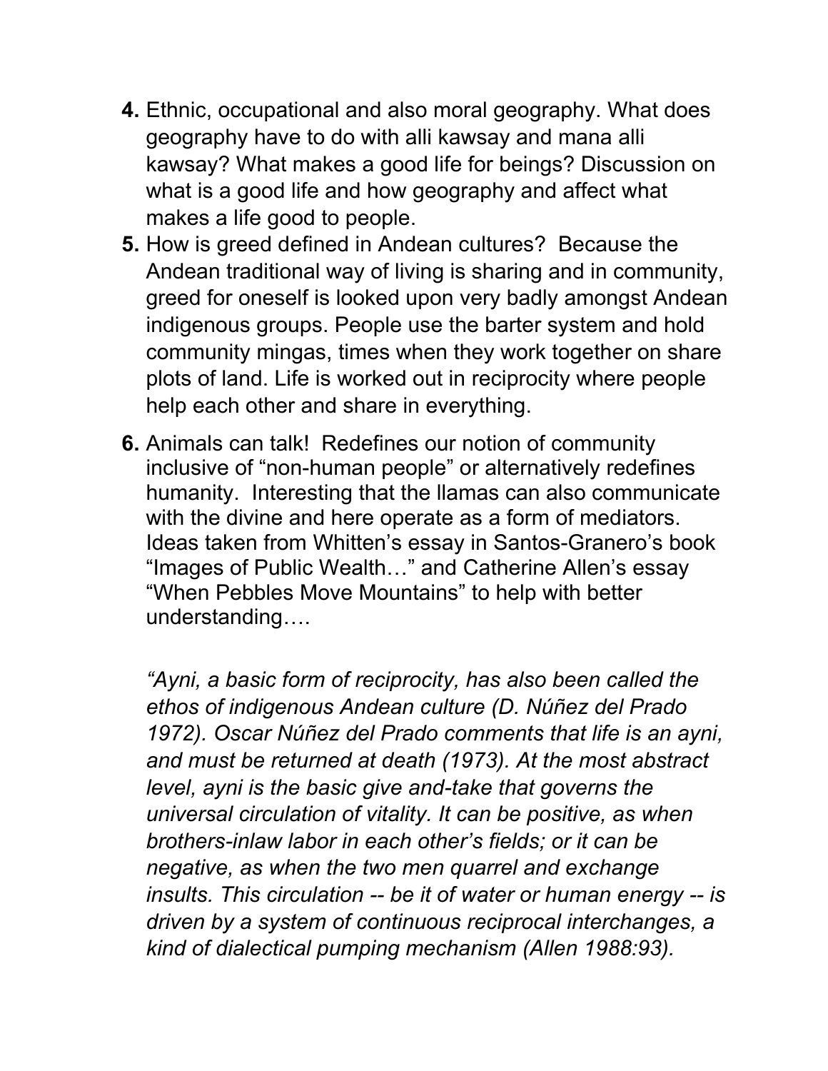4. Ethnic, occupational and also moral geography. What does geography have to do with alli kawsay and mana alli kawsay? What makes a good life for beings? Discussion on what is a good life and how geography and affect what makes a life good to people.
5. How is greed defined in Andean cultures? Because the Andean traditional way of living is sharing and in community, greed for oneself is looked upon very badly amongst Andean indigenous groups. People use the barter system and hold community mingas, times when they work together on share plots of land. Life is worked out in reciprocity where people help each other and share in everything.
6. Animals can talk! Redefines our notion of community inclusive of "non-human people" or alternatively redefines humanity. Interesting that the llamas can also communicate with the divine and here operate as a form of mediators. Ideas taken from Whitten's essay in Santos-Granero's book "Images of Public Wealth…" and Catherine Allen's essay "When Pebbles Move Mountains" to help with better understanding….

   *"Ayni, a basic form of reciprocity, has also been called the ethos of indigenous Andean culture (D. Núñez del Prado 1972). Oscar Núñez del Prado comments that life is an ayni, and must be returned at death (1973). At the most abstract level, ayni is the basic give and-take that governs the universal circulation of vitality. It can be positive, as when brothers-inlaw labor in each other's fields; or it can be negative, as when the two men quarrel and exchange insults. This circulation -- be it of water or human energy -- is driven by a system of continuous reciprocal interchanges, a kind of dialectical pumping mechanism (Allen 1988:93).*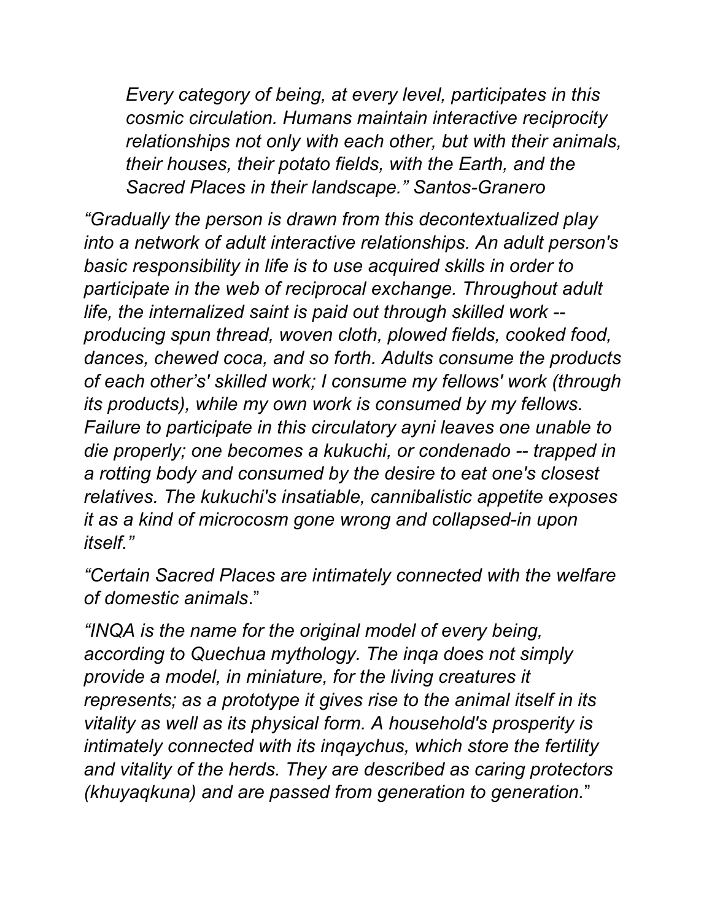> *Every category of being, at every level, participates in this cosmic circulation. Humans maintain interactive reciprocity relationships not only with each other, but with their animals, their houses, their potato fields, with the Earth, and the Sacred Places in their landscape." Santos-Granero*

*"Gradually the person is drawn from this decontextualized play into a network of adult interactive relationships. An adult person's basic responsibility in life is to use acquired skills in order to participate in the web of reciprocal exchange. Throughout adult life, the internalized saint is paid out through skilled work -- producing spun thread, woven cloth, plowed fields, cooked food, dances, chewed coca, and so forth. Adults consume the products of each other's' skilled work; I consume my fellows' work (through its products), while my own work is consumed by my fellows. Failure to participate in this circulatory ayni leaves one unable to die properly; one becomes a kukuchi, or condenado -- trapped in a rotting body and consumed by the desire to eat one's closest relatives. The kukuchi's insatiable, cannibalistic appetite exposes it as a kind of microcosm gone wrong and collapsed-in upon itself."*

*"Certain Sacred Places are intimately connected with the welfare of domestic animals*."

*"INQA is the name for the original model of every being, according to Quechua mythology. The inqa does not simply provide a model, in miniature, for the living creatures it represents; as a prototype it gives rise to the animal itself in its vitality as well as its physical form. A household's prosperity is intimately connected with its inqaychus, which store the fertility and vitality of the herds. They are described as caring protectors (khuyaqkuna) and are passed from generation to generation.*"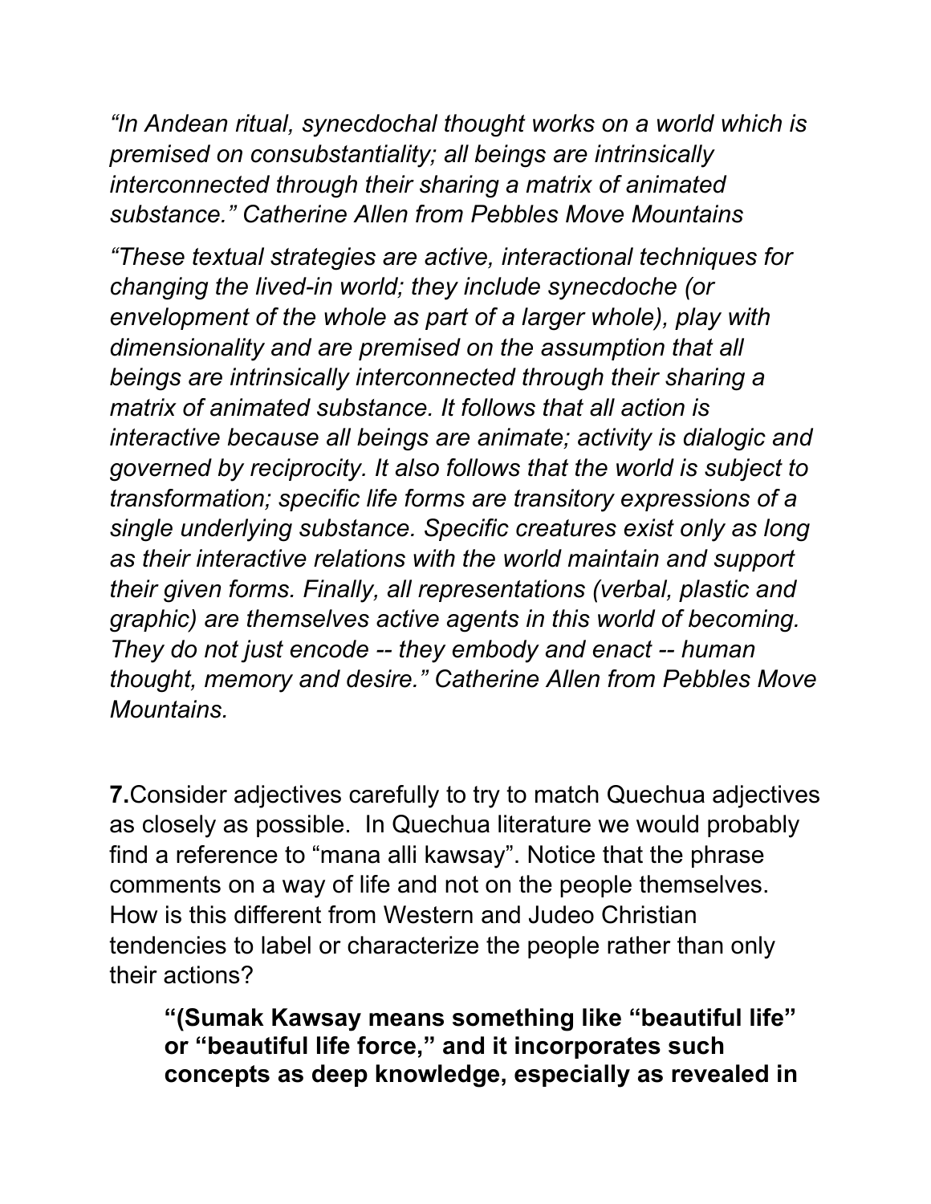*“In Andean ritual, synecdochal thought works on a world which is premised on consubstantiality; all beings are intrinsically interconnected through their sharing a matrix of animated substance.” Catherine Allen from Pebbles Move Mountains*

*“These textual strategies are active, interactional techniques for changing the lived-in world; they include synecdoche (or envelopment of the whole as part of a larger whole), play with dimensionality and are premised on the assumption that all beings are intrinsically interconnected through their sharing a matrix of animated substance. It follows that all action is interactive because all beings are animate; activity is dialogic and governed by reciprocity. It also follows that the world is subject to transformation; specific life forms are transitory expressions of a single underlying substance. Specific creatures exist only as long as their interactive relations with the world maintain and support their given forms. Finally, all representations (verbal, plastic and graphic) are themselves active agents in this world of becoming. They do not just encode -- they embody and enact -- human thought, memory and desire.” Catherine Allen from Pebbles Move Mountains.*

**7.** Consider adjectives carefully to try to match Quechua adjectives as closely as possible. In Quechua literature we would probably find a reference to “mana alli kawsay”. Notice that the phrase comments on a way of life and not on the people themselves. How is this different from Western and Judeo Christian tendencies to label or characterize the people rather than only their actions?

> **“(Sumak Kawsay means something like “beautiful life” or “beautiful life force,” and it incorporates such concepts as deep knowledge, especially as revealed in**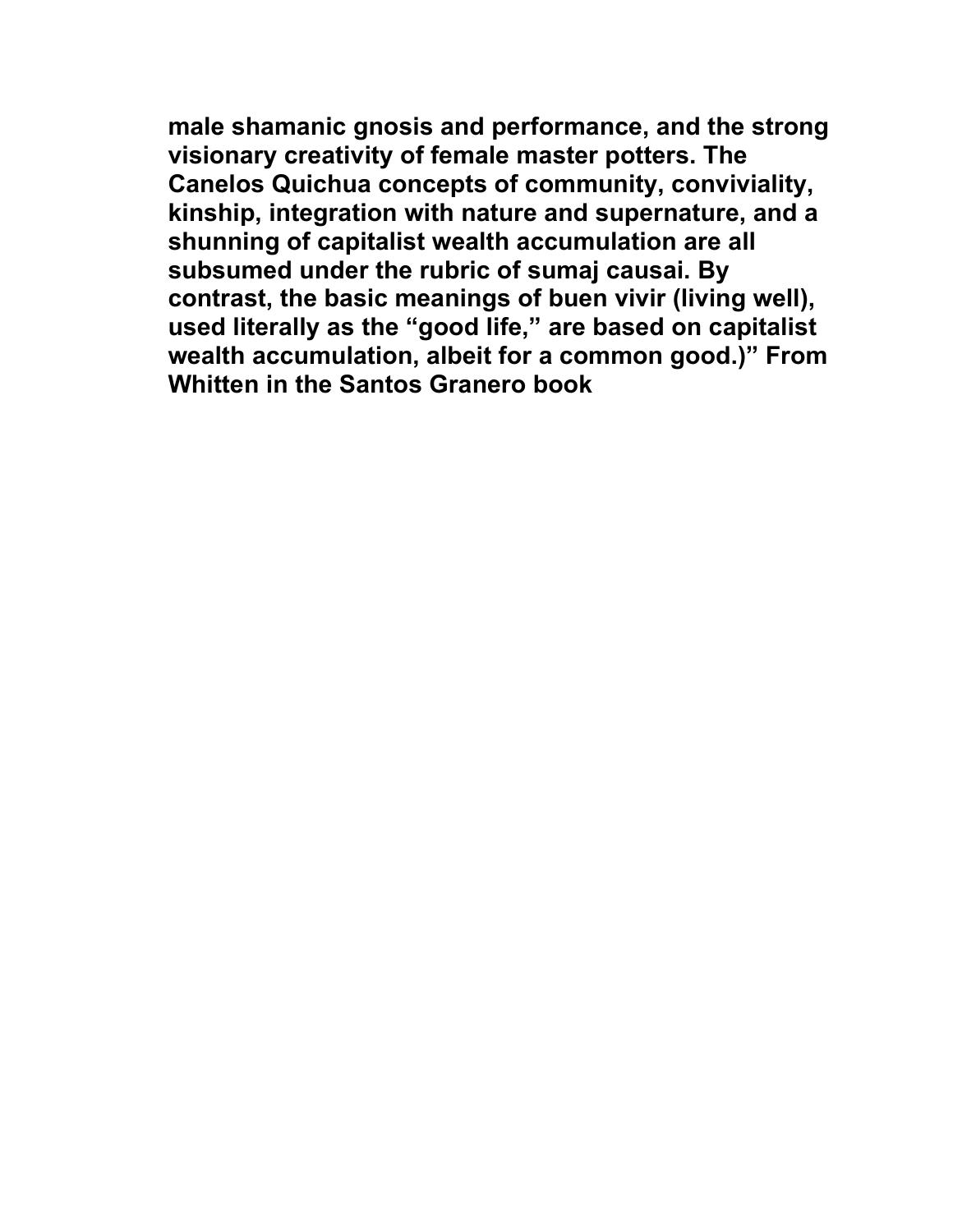**male shamanic gnosis and performance, and the strong visionary creativity of female master potters. The Canelos Quichua concepts of community, conviviality, kinship, integration with nature and supernature, and a shunning of capitalist wealth accumulation are all subsumed under the rubric of sumaj causai. By contrast, the basic meanings of buen vivir (living well), used literally as the "good life," are based on capitalist wealth accumulation, albeit for a common good.)" From Whitten in the Santos Granero book**